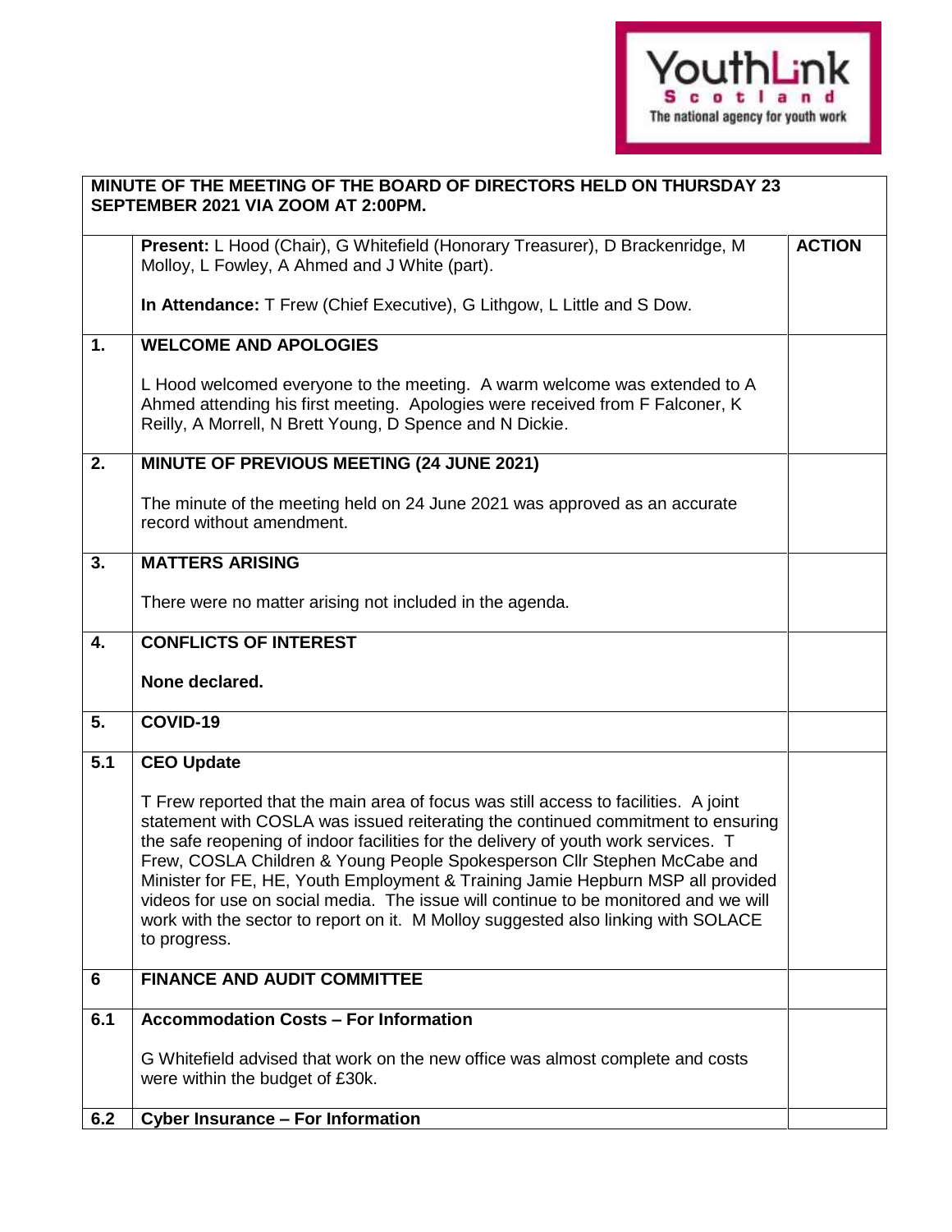YouthLink Scotland
The national agency for youth work

| | | |
|---|---|---|
| | **MINUTE OF THE MEETING OF THE BOARD OF DIRECTORS HELD ON THURSDAY 23 SEPTEMBER 2021 VIA ZOOM AT 2:00PM.** | |
| | **Present:** L Hood (Chair), G Whitefield (Honorary Treasurer), D Brackenridge, M Molloy, L Fowley, A Ahmed and J White (part).<br><br>**In Attendance:** T Frew (Chief Executive), G Lithgow, L Little and S Dow. | **ACTION** |
| **1.** | **WELCOME AND APOLOGIES**<br><br>L Hood welcomed everyone to the meeting. A warm welcome was extended to A Ahmed attending his first meeting. Apologies were received from F Falconer, K Reilly, A Morrell, N Brett Young, D Spence and N Dickie. | |
| **2.** | **MINUTE OF PREVIOUS MEETING (24 JUNE 2021)**<br><br>The minute of the meeting held on 24 June 2021 was approved as an accurate record without amendment. | |
| **3.** | **MATTERS ARISING**<br><br>There were no matter arising not included in the agenda. | |
| **4.** | **CONFLICTS OF INTEREST**<br><br>**None declared.** | |
| **5.** | **COVID-19** | |
| **5.1** | **CEO Update**<br><br>T Frew reported that the main area of focus was still access to facilities. A joint statement with COSLA was issued reiterating the continued commitment to ensuring the safe reopening of indoor facilities for the delivery of youth work services. T Frew, COSLA Children & Young People Spokesperson Cllr Stephen McCabe and Minister for FE, HE, Youth Employment & Training Jamie Hepburn MSP all provided videos for use on social media. The issue will continue to be monitored and we will work with the sector to report on it. M Molloy suggested also linking with SOLACE to progress. | |
| **6** | **FINANCE AND AUDIT COMMITTEE** | |
| **6.1** | **Accommodation Costs – For Information**<br><br>G Whitefield advised that work on the new office was almost complete and costs were within the budget of £30k. | |
| **6.2** | **Cyber Insurance – For Information** | |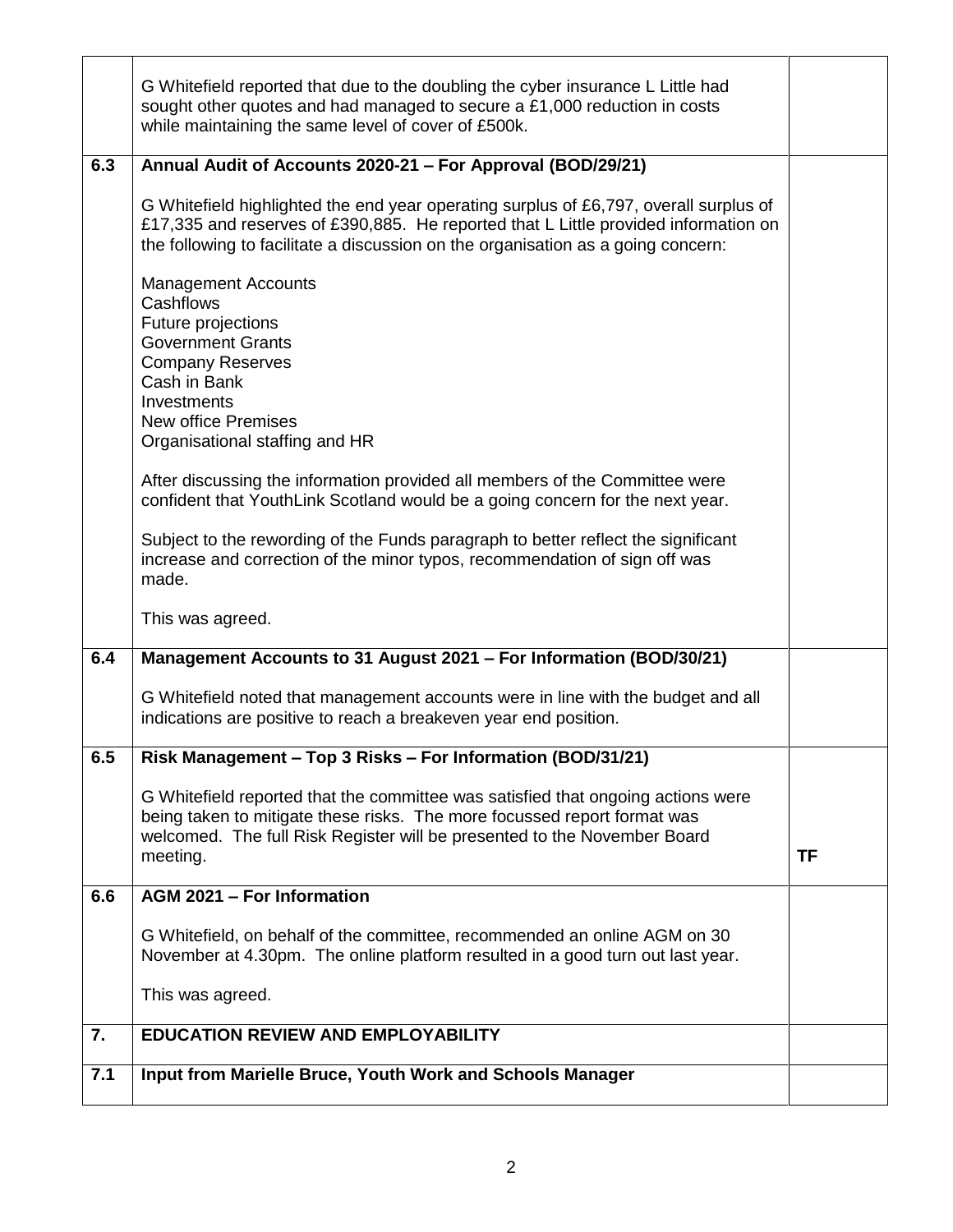| | | |
|---|---|---|
| | G Whitefield reported that due to the doubling the cyber insurance L Little had sought other quotes and had managed to secure a £1,000 reduction in costs while maintaining the same level of cover of £500k. | |
| **6.3** | **Annual Audit of Accounts 2020-21 – For Approval (BOD/29/21)**<br><br>G Whitefield highlighted the end year operating surplus of £6,797, overall surplus of £17,335 and reserves of £390,885. He reported that L Little provided information on the following to facilitate a discussion on the organisation as a going concern:<br><br>Management Accounts<br>Cashflows<br>Future projections<br>Government Grants<br>Company Reserves<br>Cash in Bank<br>Investments<br>New office Premises<br>Organisational staffing and HR<br><br>After discussing the information provided all members of the Committee were confident that YouthLink Scotland would be a going concern for the next year.<br><br>Subject to the rewording of the Funds paragraph to better reflect the significant increase and correction of the minor typos, recommendation of sign off was made.<br><br>This was agreed. | |
| **6.4** | **Management Accounts to 31 August 2021 – For Information (BOD/30/21)**<br><br>G Whitefield noted that management accounts were in line with the budget and all indications are positive to reach a breakeven year end position. | |
| **6.5** | **Risk Management – Top 3 Risks – For Information (BOD/31/21)**<br><br>G Whitefield reported that the committee was satisfied that ongoing actions were being taken to mitigate these risks. The more focussed report format was welcomed. The full Risk Register will be presented to the November Board meeting. | **TF** |
| **6.6** | **AGM 2021 – For Information**<br><br>G Whitefield, on behalf of the committee, recommended an online AGM on 30 November at 4.30pm. The online platform resulted in a good turn out last year.<br><br>This was agreed. | |
| **7.** | **EDUCATION REVIEW AND EMPLOYABILITY** | |
| **7.1** | **Input from Marielle Bruce, Youth Work and Schools Manager** | |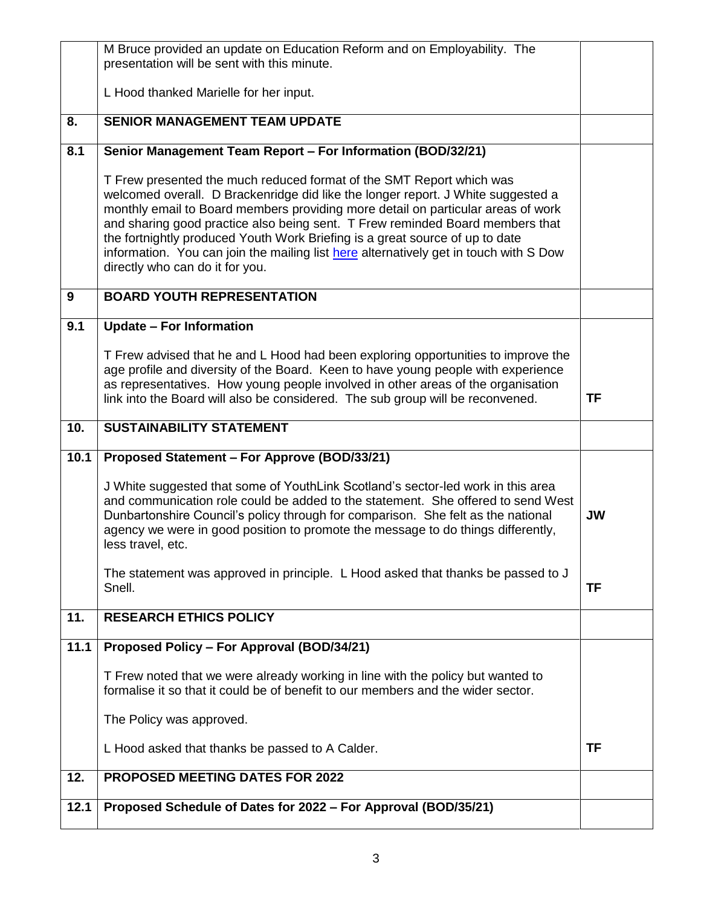| | | |
|---|---|---|
| | M Bruce provided an update on Education Reform and on Employability. The presentation will be sent with this minute.<br><br>L Hood thanked Marielle for her input. | |
| **8.** | **SENIOR MANAGEMENT TEAM UPDATE** | |
| **8.1** | **Senior Management Team Report – For Information (BOD/32/21)**<br><br>T Frew presented the much reduced format of the SMT Report which was welcomed overall. D Brackenridge did like the longer report. J White suggested a monthly email to Board members providing more detail on particular areas of work and sharing good practice also being sent. T Frew reminded Board members that the fortnightly produced Youth Work Briefing is a great source of up to date information. You can join the mailing list here alternatively get in touch with S Dow directly who can do it for you. | |
| **9** | **BOARD YOUTH REPRESENTATION** | |
| **9.1** | **Update – For Information**<br><br>T Frew advised that he and L Hood had been exploring opportunities to improve the age profile and diversity of the Board. Keen to have young people with experience as representatives. How young people involved in other areas of the organisation link into the Board will also be considered. The sub group will be reconvened. | **TF** |
| **10.** | **SUSTAINABILITY STATEMENT** | |
| **10.1** | **Proposed Statement – For Approve (BOD/33/21)**<br><br>J White suggested that some of YouthLink Scotland's sector-led work in this area and communication role could be added to the statement. She offered to send West Dunbartonshire Council's policy through for comparison. She felt as the national agency we were in good position to promote the message to do things differently, less travel, etc. | **JW** |
| | The statement was approved in principle. L Hood asked that thanks be passed to J Snell. | **TF** |
| **11.** | **RESEARCH ETHICS POLICY** | |
| **11.1** | **Proposed Policy – For Approval (BOD/34/21)**<br><br>T Frew noted that we were already working in line with the policy but wanted to formalise it so that it could be of benefit to our members and the wider sector.<br><br>The Policy was approved. | |
| | L Hood asked that thanks be passed to A Calder. | **TF** |
| **12.** | **PROPOSED MEETING DATES FOR 2022** | |
| **12.1** | **Proposed Schedule of Dates for 2022 – For Approval (BOD/35/21)** | |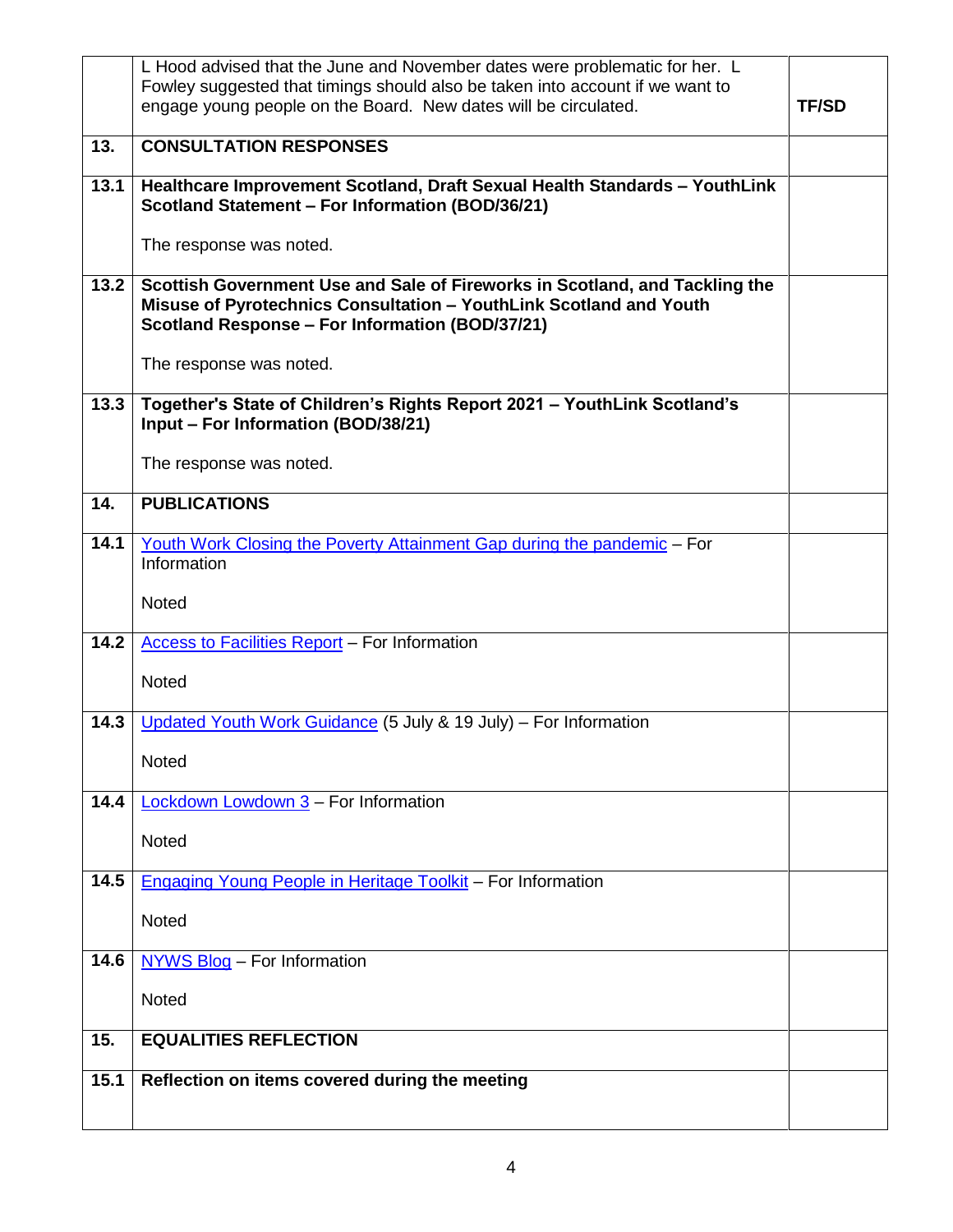| | | |
|---|---|---|
| | L Hood advised that the June and November dates were problematic for her. L Fowley suggested that timings should also be taken into account if we want to engage young people on the Board. New dates will be circulated. | **TF/SD** |
| **13.** | **CONSULTATION RESPONSES** | |
| **13.1** | **Healthcare Improvement Scotland, Draft Sexual Health Standards – YouthLink Scotland Statement – For Information (BOD/36/21)**<br><br>The response was noted. | |
| **13.2** | **Scottish Government Use and Sale of Fireworks in Scotland, and Tackling the Misuse of Pyrotechnics Consultation – YouthLink Scotland and Youth Scotland Response – For Information (BOD/37/21)**<br><br>The response was noted. | |
| **13.3** | **Together's State of Children's Rights Report 2021 – YouthLink Scotland's Input – For Information (BOD/38/21)**<br><br>The response was noted. | |
| **14.** | **PUBLICATIONS** | |
| **14.1** | Youth Work Closing the Poverty Attainment Gap during the pandemic – For Information<br><br>Noted | |
| **14.2** | Access to Facilities Report – For Information<br><br>Noted | |
| **14.3** | Updated Youth Work Guidance (5 July & 19 July) – For Information<br><br>Noted | |
| **14.4** | Lockdown Lowdown 3 – For Information<br><br>Noted | |
| **14.5** | Engaging Young People in Heritage Toolkit – For Information<br><br>Noted | |
| **14.6** | NYWS Blog – For Information<br><br>Noted | |
| **15.** | **EQUALITIES REFLECTION** | |
| **15.1** | **Reflection on items covered during the meeting** | |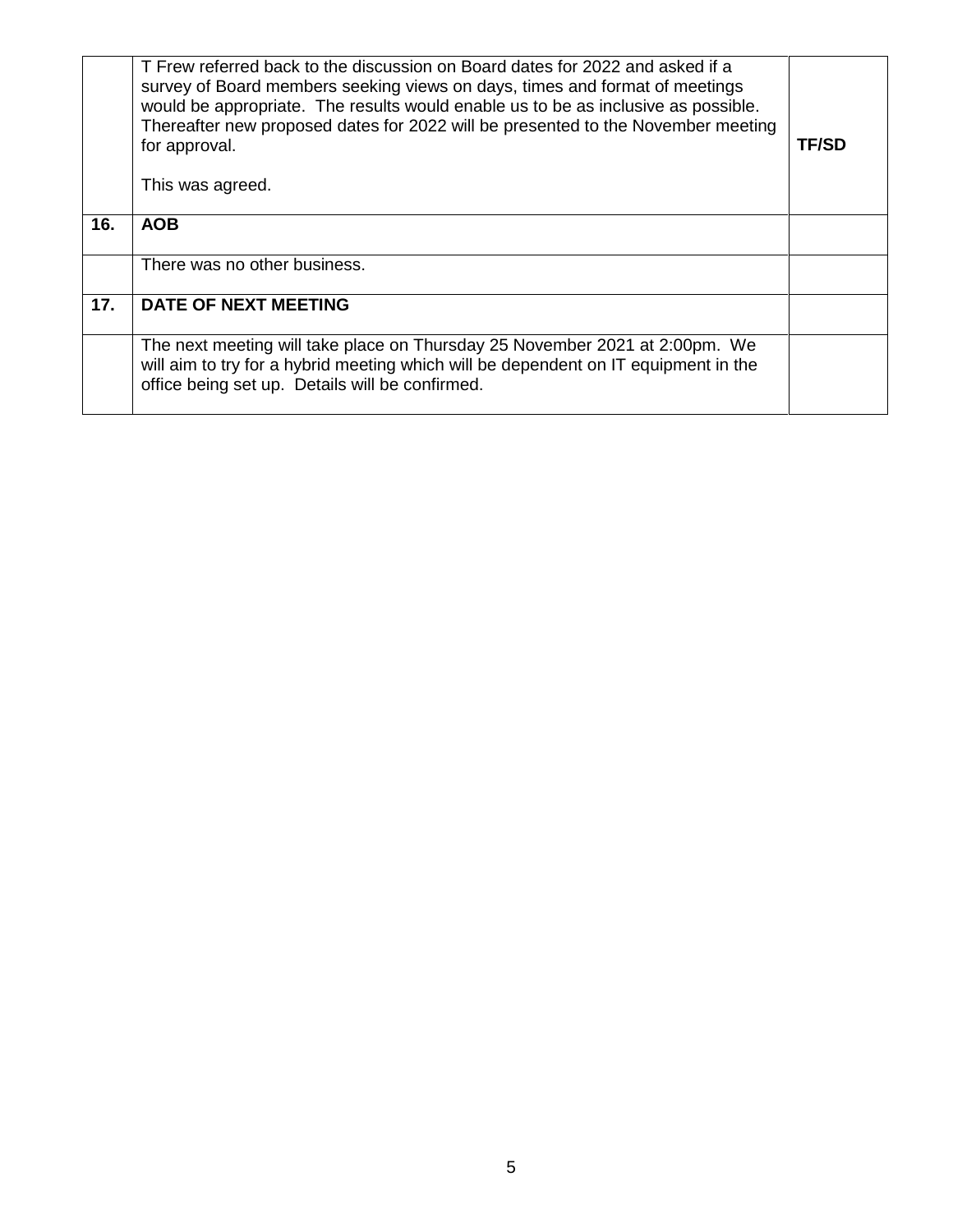| | | |
|---|---|---|
| | T Frew referred back to the discussion on Board dates for 2022 and asked if a survey of Board members seeking views on days, times and format of meetings would be appropriate. The results would enable us to be as inclusive as possible. Thereafter new proposed dates for 2022 will be presented to the November meeting for approval.<br><br>This was agreed. | **TF/SD** |
| **16.** | **AOB** | |
| | There was no other business. | |
| **17.** | **DATE OF NEXT MEETING** | |
| | The next meeting will take place on Thursday 25 November 2021 at 2:00pm. We will aim to try for a hybrid meeting which will be dependent on IT equipment in the office being set up. Details will be confirmed. | |